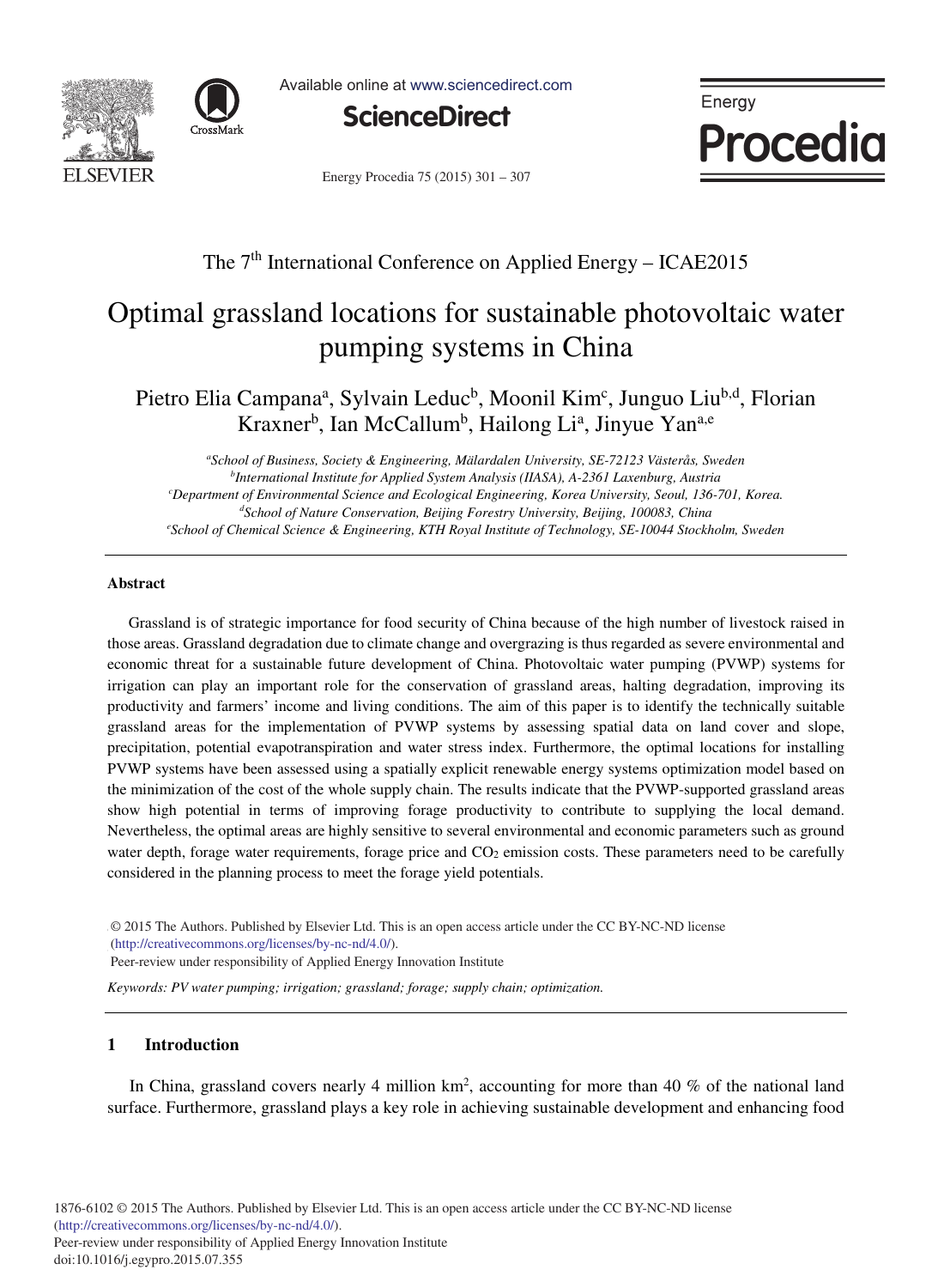The 7th International Conference on Applied Energy – ICAE2015

# Optimal grassland locations for sustainable photovoltaic water pumping systems in China

Pietro Elia Campana[a], Sylvain Leduc[b], Moonil Kim[c], Junguo Liu[b,d], Florian Kraxner[b], Ian McCallum[b], Hailong Li[a], Jinyue Yan[a,e]

[a]*School of Business, Society & Engineering, Mälardalen University, SE-72123 Västerås, Sweden*
[b]*International Institute for Applied System Analysis (IIASA), A-2361 Laxenburg, Austria*
[c]*Department of Environmental Science and Ecological Engineering, Korea University, Seoul, 136-701, Korea.*
[d]*School of Nature Conservation, Beijing Forestry University, Beijing, 100083, China*
[e]*School of Chemical Science & Engineering, KTH Royal Institute of Technology, SE-10044 Stockholm, Sweden*

## Abstract

Grassland is of strategic importance for food security of China because of the high number of livestock raised in those areas. Grassland degradation due to climate change and overgrazing is thus regarded as severe environmental and economic threat for a sustainable future development of China. Photovoltaic water pumping (PVWP) systems for irrigation can play an important role for the conservation of grassland areas, halting degradation, improving its productivity and farmers' income and living conditions. The aim of this paper is to identify the technically suitable grassland areas for the implementation of PVWP systems by assessing spatial data on land cover and slope, precipitation, potential evapotranspiration and water stress index. Furthermore, the optimal locations for installing PVWP systems have been assessed using a spatially explicit renewable energy systems optimization model based on the minimization of the cost of the whole supply chain. The results indicate that the PVWP-supported grassland areas show high potential in terms of improving forage productivity to contribute to supplying the local demand. Nevertheless, the optimal areas are highly sensitive to several environmental and economic parameters such as ground water depth, forage water requirements, forage price and $CO_2$ emission costs. These parameters need to be carefully considered in the planning process to meet the forage yield potentials.

© 2015 The Authors. Published by Elsevier Ltd. This is an open access article under the CC BY-NC-ND license (http://creativecommons.org/licenses/by-nc-nd/4.0/).
Peer-review under responsibility of Applied Energy Innovation Institute

*Keywords: PV water pumping; irrigation; grassland; forage; supply chain; optimization.*

## 1 Introduction

In China, grassland covers nearly 4 million km$^2$, accounting for more than 40 % of the national land surface. Furthermore, grassland plays a key role in achieving sustainable development and enhancing food

1876-6102 © 2015 The Authors. Published by Elsevier Ltd. This is an open access article under the CC BY-NC-ND license (http://creativecommons.org/licenses/by-nc-nd/4.0/).
Peer-review under responsibility of Applied Energy Innovation Institute
doi:10.1016/j.egypro.2015.07.355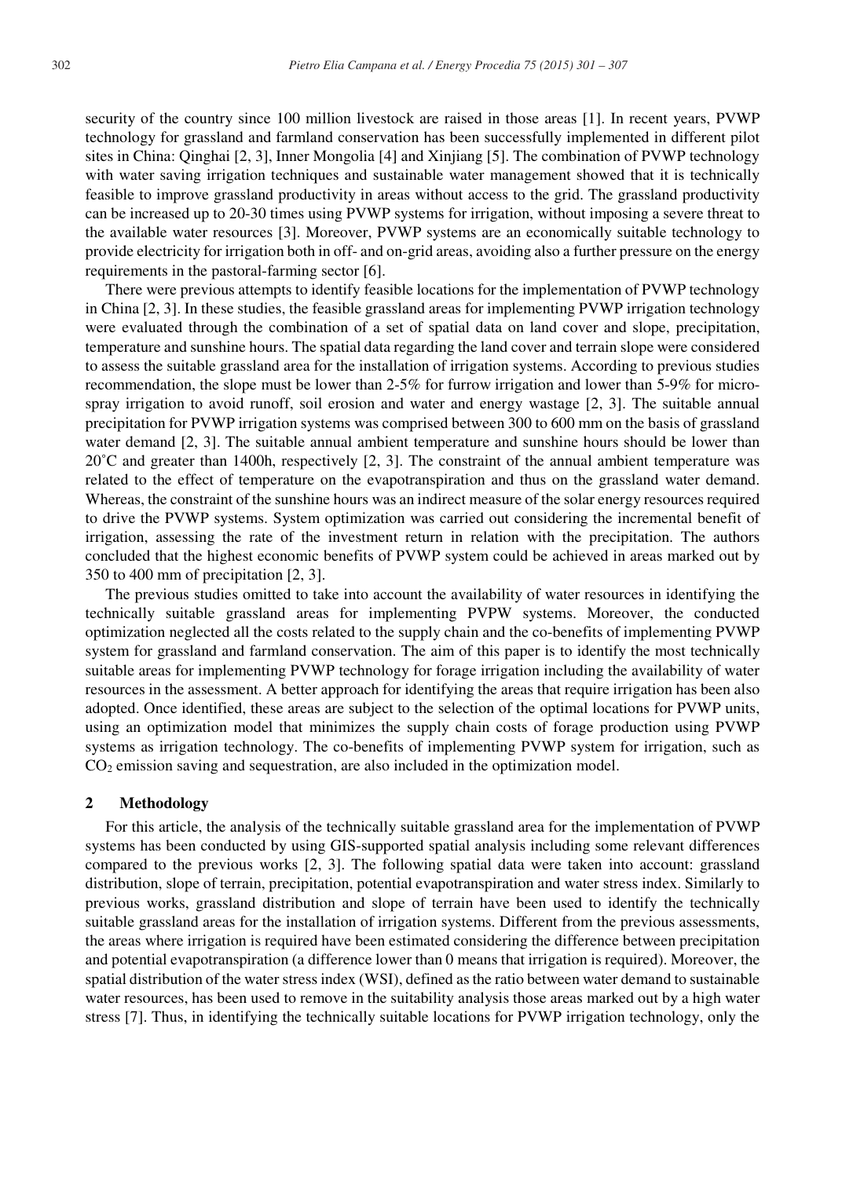security of the country since 100 million livestock are raised in those areas [1]. In recent years, PVWP technology for grassland and farmland conservation has been successfully implemented in different pilot sites in China: Qinghai [2, 3], Inner Mongolia [4] and Xinjiang [5]. The combination of PVWP technology with water saving irrigation techniques and sustainable water management showed that it is technically feasible to improve grassland productivity in areas without access to the grid. The grassland productivity can be increased up to 20-30 times using PVWP systems for irrigation, without imposing a severe threat to the available water resources [3]. Moreover, PVWP systems are an economically suitable technology to provide electricity for irrigation both in off- and on-grid areas, avoiding also a further pressure on the energy requirements in the pastoral-farming sector [6].

There were previous attempts to identify feasible locations for the implementation of PVWP technology in China [2, 3]. In these studies, the feasible grassland areas for implementing PVWP irrigation technology were evaluated through the combination of a set of spatial data on land cover and slope, precipitation, temperature and sunshine hours. The spatial data regarding the land cover and terrain slope were considered to assess the suitable grassland area for the installation of irrigation systems. According to previous studies recommendation, the slope must be lower than 2-5% for furrow irrigation and lower than 5-9% for micro-spray irrigation to avoid runoff, soil erosion and water and energy wastage [2, 3]. The suitable annual precipitation for PVWP irrigation systems was comprised between 300 to 600 mm on the basis of grassland water demand [2, 3]. The suitable annual ambient temperature and sunshine hours should be lower than 20˚C and greater than 1400h, respectively [2, 3]. The constraint of the annual ambient temperature was related to the effect of temperature on the evapotranspiration and thus on the grassland water demand. Whereas, the constraint of the sunshine hours was an indirect measure of the solar energy resources required to drive the PVWP systems. System optimization was carried out considering the incremental benefit of irrigation, assessing the rate of the investment return in relation with the precipitation. The authors concluded that the highest economic benefits of PVWP system could be achieved in areas marked out by 350 to 400 mm of precipitation [2, 3].

The previous studies omitted to take into account the availability of water resources in identifying the technically suitable grassland areas for implementing PVPW systems. Moreover, the conducted optimization neglected all the costs related to the supply chain and the co-benefits of implementing PVWP system for grassland and farmland conservation. The aim of this paper is to identify the most technically suitable areas for implementing PVWP technology for forage irrigation including the availability of water resources in the assessment. A better approach for identifying the areas that require irrigation has been also adopted. Once identified, these areas are subject to the selection of the optimal locations for PVWP units, using an optimization model that minimizes the supply chain costs of forage production using PVWP systems as irrigation technology. The co-benefits of implementing PVWP system for irrigation, such as $CO_2$ emission saving and sequestration, are also included in the optimization model.

## 2 Methodology

For this article, the analysis of the technically suitable grassland area for the implementation of PVWP systems has been conducted by using GIS-supported spatial analysis including some relevant differences compared to the previous works [2, 3]. The following spatial data were taken into account: grassland distribution, slope of terrain, precipitation, potential evapotranspiration and water stress index. Similarly to previous works, grassland distribution and slope of terrain have been used to identify the technically suitable grassland areas for the installation of irrigation systems. Different from the previous assessments, the areas where irrigation is required have been estimated considering the difference between precipitation and potential evapotranspiration (a difference lower than 0 means that irrigation is required). Moreover, the spatial distribution of the water stress index (WSI), defined as the ratio between water demand to sustainable water resources, has been used to remove in the suitability analysis those areas marked out by a high water stress [7]. Thus, in identifying the technically suitable locations for PVWP irrigation technology, only the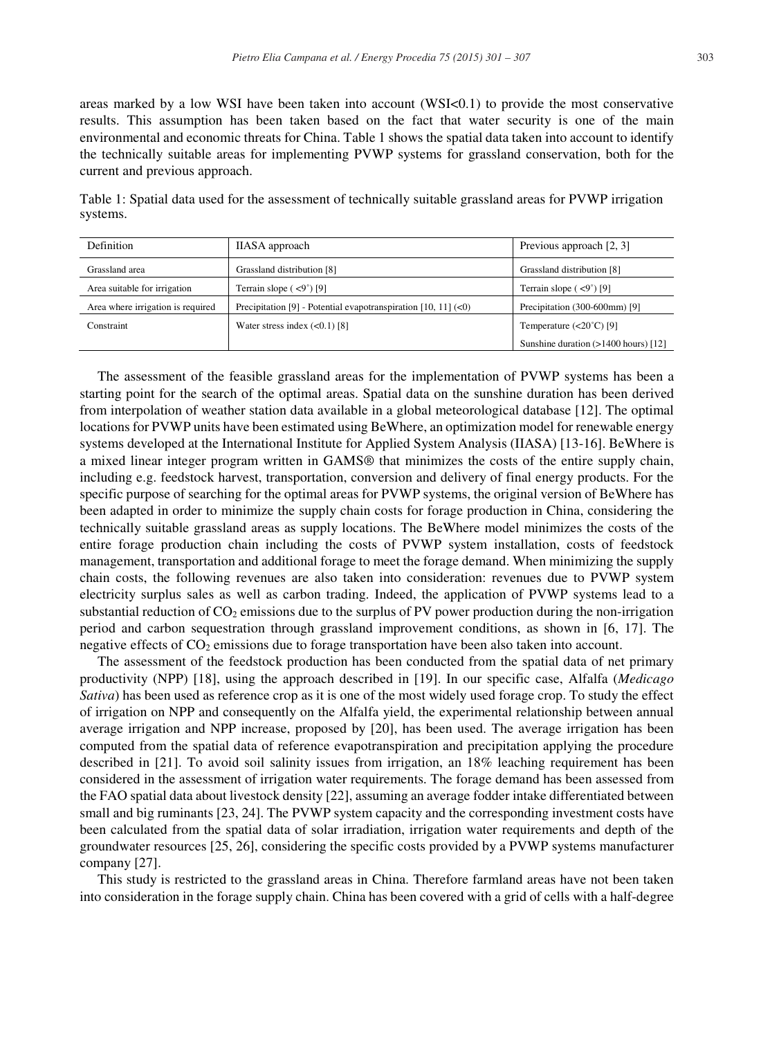areas marked by a low WSI have been taken into account (WSI<0.1) to provide the most conservative results. This assumption has been taken based on the fact that water security is one of the main environmental and economic threats for China. Table 1 shows the spatial data taken into account to identify the technically suitable areas for implementing PVWP systems for grassland conservation, both for the current and previous approach.

Table 1: Spatial data used for the assessment of technically suitable grassland areas for PVWP irrigation systems.

| Definition | IIASA approach | Previous approach [2, 3] |
|---|---|---|
| Grassland area | Grassland distribution [8] | Grassland distribution [8] |
| Area suitable for irrigation | Terrain slope ( <9˚) [9] | Terrain slope ( <9˚) [9] |
| Area where irrigation is required | Precipitation [9] - Potential evapotranspiration [10, 11] (<0) | Precipitation (300-600mm) [9] |
| Constraint | Water stress index (<0.1) [8] | Temperature (<20˚C) [9] |
| | | Sunshine duration (>1400 hours) [12] |

The assessment of the feasible grassland areas for the implementation of PVWP systems has been a starting point for the search of the optimal areas. Spatial data on the sunshine duration has been derived from interpolation of weather station data available in a global meteorological database [12]. The optimal locations for PVWP units have been estimated using BeWhere, an optimization model for renewable energy systems developed at the International Institute for Applied System Analysis (IIASA) [13-16]. BeWhere is a mixed linear integer program written in GAMS® that minimizes the costs of the entire supply chain, including e.g. feedstock harvest, transportation, conversion and delivery of final energy products. For the specific purpose of searching for the optimal areas for PVWP systems, the original version of BeWhere has been adapted in order to minimize the supply chain costs for forage production in China, considering the technically suitable grassland areas as supply locations. The BeWhere model minimizes the costs of the entire forage production chain including the costs of PVWP system installation, costs of feedstock management, transportation and additional forage to meet the forage demand. When minimizing the supply chain costs, the following revenues are also taken into consideration: revenues due to PVWP system electricity surplus sales as well as carbon trading. Indeed, the application of PVWP systems lead to a substantial reduction of $CO_2$ emissions due to the surplus of PV power production during the non-irrigation period and carbon sequestration through grassland improvement conditions, as shown in [6, 17]. The negative effects of $CO_2$ emissions due to forage transportation have been also taken into account.

The assessment of the feedstock production has been conducted from the spatial data of net primary productivity (NPP) [18], using the approach described in [19]. In our specific case, Alfalfa (*Medicago Sativa*) has been used as reference crop as it is one of the most widely used forage crop. To study the effect of irrigation on NPP and consequently on the Alfalfa yield, the experimental relationship between annual average irrigation and NPP increase, proposed by [20], has been used. The average irrigation has been computed from the spatial data of reference evapotranspiration and precipitation applying the procedure described in [21]. To avoid soil salinity issues from irrigation, an 18% leaching requirement has been considered in the assessment of irrigation water requirements. The forage demand has been assessed from the FAO spatial data about livestock density [22], assuming an average fodder intake differentiated between small and big ruminants [23, 24]. The PVWP system capacity and the corresponding investment costs have been calculated from the spatial data of solar irradiation, irrigation water requirements and depth of the groundwater resources [25, 26], considering the specific costs provided by a PVWP systems manufacturer company [27].

This study is restricted to the grassland areas in China. Therefore farmland areas have not been taken into consideration in the forage supply chain. China has been covered with a grid of cells with a half-degree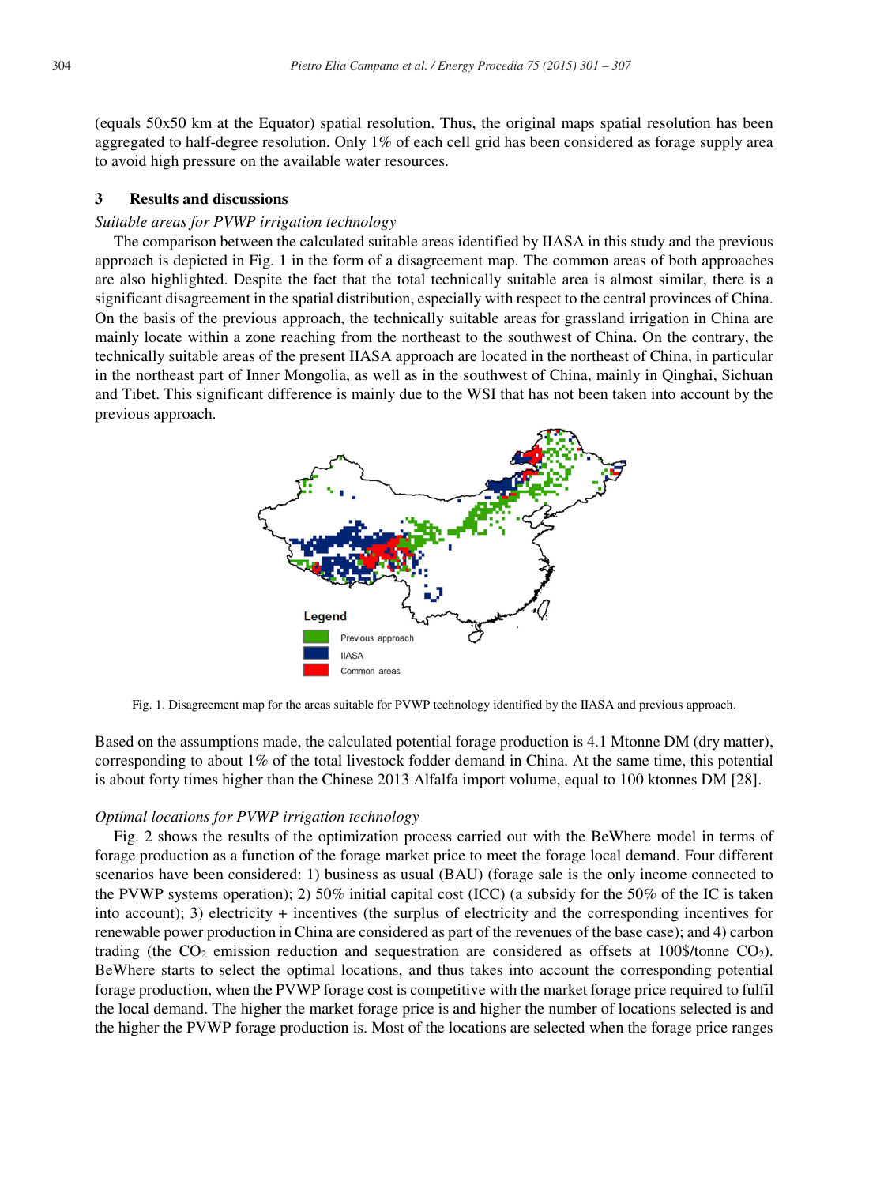(equals 50x50 km at the Equator) spatial resolution. Thus, the original maps spatial resolution has been aggregated to half-degree resolution. Only 1% of each cell grid has been considered as forage supply area to avoid high pressure on the available water resources.

## 3 Results and discussions

*Suitable areas for PVWP irrigation technology*

The comparison between the calculated suitable areas identified by IIASA in this study and the previous approach is depicted in Fig. 1 in the form of a disagreement map. The common areas of both approaches are also highlighted. Despite the fact that the total technically suitable area is almost similar, there is a significant disagreement in the spatial distribution, especially with respect to the central provinces of China. On the basis of the previous approach, the technically suitable areas for grassland irrigation in China are mainly locate within a zone reaching from the northeast to the southwest of China. On the contrary, the technically suitable areas of the present IIASA approach are located in the northeast of China, in particular in the northeast part of Inner Mongolia, as well as in the southwest of China, mainly in Qinghai, Sichuan and Tibet. This significant difference is mainly due to the WSI that has not been taken into account by the previous approach.

Fig. 1. Disagreement map for the areas suitable for PVWP technology identified by the IIASA and previous approach.

Based on the assumptions made, the calculated potential forage production is 4.1 Mtonne DM (dry matter), corresponding to about 1% of the total livestock fodder demand in China. At the same time, this potential is about forty times higher than the Chinese 2013 Alfalfa import volume, equal to 100 ktonnes DM [28].

*Optimal locations for PVWP irrigation technology*

Fig. 2 shows the results of the optimization process carried out with the BeWhere model in terms of forage production as a function of the forage market price to meet the forage local demand. Four different scenarios have been considered: 1) business as usual (BAU) (forage sale is the only income connected to the PVWP systems operation); 2) 50% initial capital cost (ICC) (a subsidy for the 50% of the IC is taken into account); 3) electricity + incentives (the surplus of electricity and the corresponding incentives for renewable power production in China are considered as part of the revenues of the base case); and 4) carbon trading (the $CO_2$ emission reduction and sequestration are considered as offsets at 100$/tonne $CO_2$). BeWhere starts to select the optimal locations, and thus takes into account the corresponding potential forage production, when the PVWP forage cost is competitive with the market forage price required to fulfil the local demand. The higher the market forage price is and higher the number of locations selected is and the higher the PVWP forage production is. Most of the locations are selected when the forage price ranges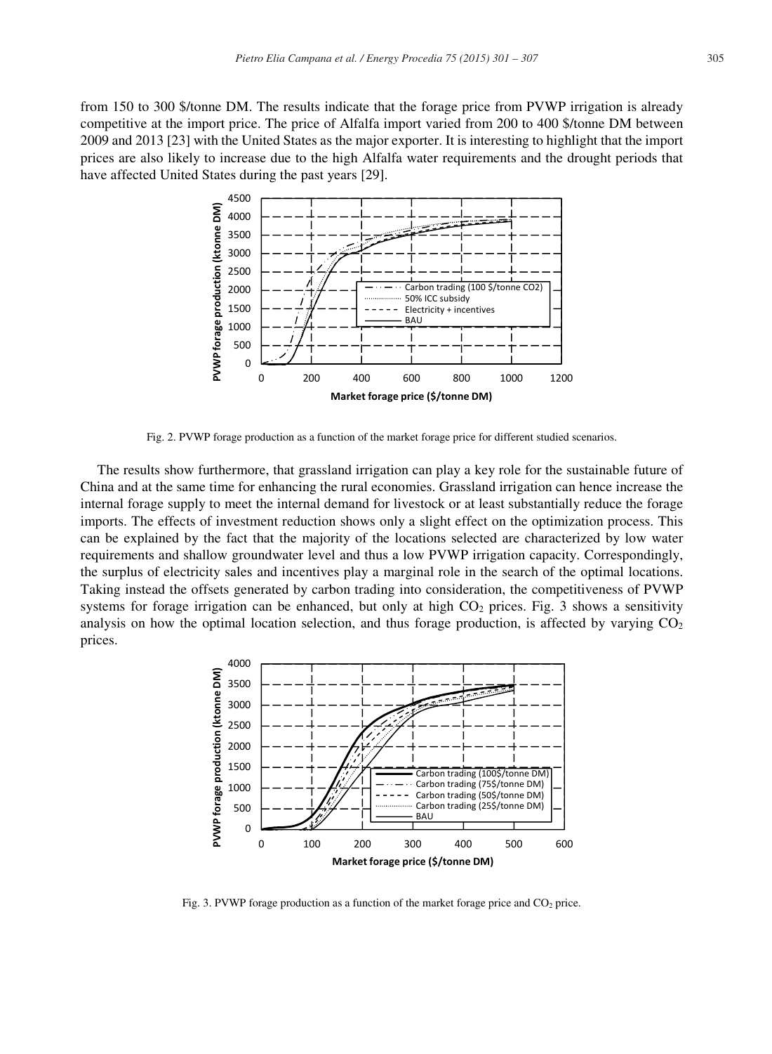from 150 to 300 \$/tonne DM. The results indicate that the forage price from PVWP irrigation is already competitive at the import price. The price of Alfalfa import varied from 200 to 400 \$/tonne DM between 2009 and 2013 [23] with the United States as the major exporter. It is interesting to highlight that the import prices are also likely to increase due to the high Alfalfa water requirements and the drought periods that have affected United States during the past years [29].

Fig. 2. PVWP forage production as a function of the market forage price for different studied scenarios.

The results show furthermore, that grassland irrigation can play a key role for the sustainable future of China and at the same time for enhancing the rural economies. Grassland irrigation can hence increase the internal forage supply to meet the internal demand for livestock or at least substantially reduce the forage imports. The effects of investment reduction shows only a slight effect on the optimization process. This can be explained by the fact that the majority of the locations selected are characterized by low water requirements and shallow groundwater level and thus a low PVWP irrigation capacity. Correspondingly, the surplus of electricity sales and incentives play a marginal role in the search of the optimal locations. Taking instead the offsets generated by carbon trading into consideration, the competitiveness of PVWP systems for forage irrigation can be enhanced, but only at high $CO_2$ prices. Fig. 3 shows a sensitivity analysis on how the optimal location selection, and thus forage production, is affected by varying $CO_2$ prices.

Fig. 3. PVWP forage production as a function of the market forage price and $CO_2$ price.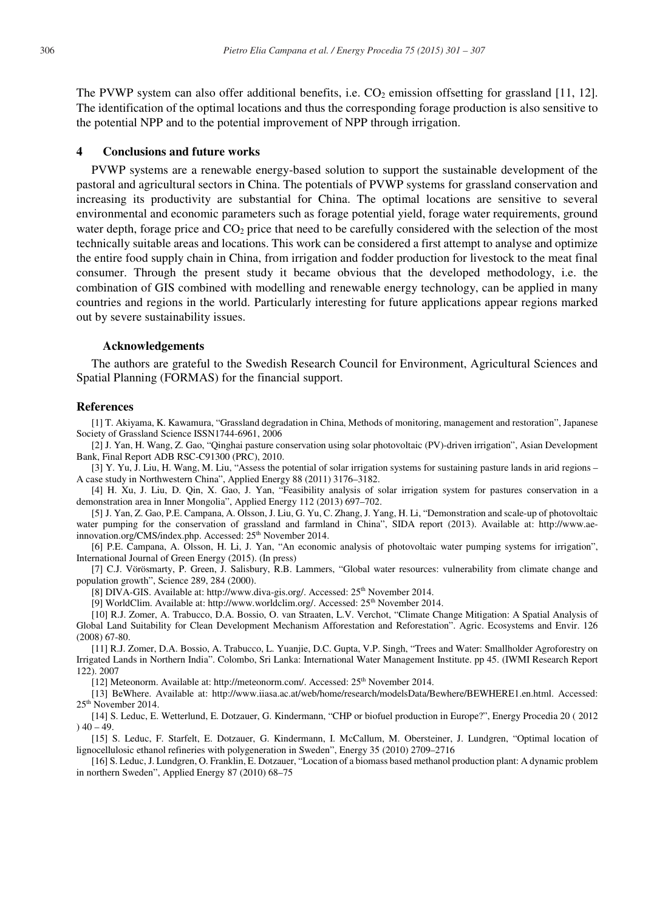The PVWP system can also offer additional benefits, i.e. $CO_2$ emission offsetting for grassland [11, 12]. The identification of the optimal locations and thus the corresponding forage production is also sensitive to the potential NPP and to the potential improvement of NPP through irrigation.

## 4 Conclusions and future works

PVWP systems are a renewable energy-based solution to support the sustainable development of the pastoral and agricultural sectors in China. The potentials of PVWP systems for grassland conservation and increasing its productivity are substantial for China. The optimal locations are sensitive to several environmental and economic parameters such as forage potential yield, forage water requirements, ground water depth, forage price and $CO_2$ price that need to be carefully considered with the selection of the most technically suitable areas and locations. This work can be considered a first attempt to analyse and optimize the entire food supply chain in China, from irrigation and fodder production for livestock to the meat final consumer. Through the present study it became obvious that the developed methodology, i.e. the combination of GIS combined with modelling and renewable energy technology, can be applied in many countries and regions in the world. Particularly interesting for future applications appear regions marked out by severe sustainability issues.

### Acknowledgements

The authors are grateful to the Swedish Research Council for Environment, Agricultural Sciences and Spatial Planning (FORMAS) for the financial support.

## References

[1] T. Akiyama, K. Kawamura, "Grassland degradation in China, Methods of monitoring, management and restoration", Japanese Society of Grassland Science ISSN1744-6961, 2006

[2] J. Yan, H. Wang, Z. Gao, "Qinghai pasture conservation using solar photovoltaic (PV)-driven irrigation", Asian Development Bank, Final Report ADB RSC-C91300 (PRC), 2010.

[3] Y. Yu, J. Liu, H. Wang, M. Liu, "Assess the potential of solar irrigation systems for sustaining pasture lands in arid regions – A case study in Northwestern China", Applied Energy 88 (2011) 3176–3182.

[4] H. Xu, J. Liu, D. Qin, X. Gao, J. Yan, "Feasibility analysis of solar irrigation system for pastures conservation in a demonstration area in Inner Mongolia", Applied Energy 112 (2013) 697–702.

[5] J. Yan, Z. Gao, P.E. Campana, A. Olsson, J. Liu, G. Yu, C. Zhang, J. Yang, H. Li, "Demonstration and scale-up of photovoltaic water pumping for the conservation of grassland and farmland in China", SIDA report (2013). Available at: http://www.ae-innovation.org/CMS/index.php. Accessed: 25th November 2014.

[6] P.E. Campana, A. Olsson, H. Li, J. Yan, "An economic analysis of photovoltaic water pumping systems for irrigation", International Journal of Green Energy (2015). (In press)

[7] C.J. Vörösmarty, P. Green, J. Salisbury, R.B. Lammers, "Global water resources: vulnerability from climate change and population growth", Science 289, 284 (2000).

[8] DIVA-GIS. Available at: http://www.diva-gis.org/. Accessed: 25th November 2014.

[9] WorldClim. Available at: http://www.worldclim.org/. Accessed: 25th November 2014.

[10] R.J. Zomer, A. Trabucco, D.A. Bossio, O. van Straaten, L.V. Verchot, "Climate Change Mitigation: A Spatial Analysis of Global Land Suitability for Clean Development Mechanism Afforestation and Reforestation". Agric. Ecosystems and Envir. 126 (2008) 67-80.

[11] R.J. Zomer, D.A. Bossio, A. Trabucco, L. Yuanjie, D.C. Gupta, V.P. Singh, "Trees and Water: Smallholder Agroforestry on Irrigated Lands in Northern India". Colombo, Sri Lanka: International Water Management Institute. pp 45. (IWMI Research Report 122). 2007

[12] Meteonorm. Available at: http://meteonorm.com/. Accessed: 25th November 2014.

[13] BeWhere. Available at: http://www.iiasa.ac.at/web/home/research/modelsData/Bewhere/BEWHERE1.en.html. Accessed: 25th November 2014.

[14] S. Leduc, E. Wetterlund, E. Dotzauer, G. Kindermann, "CHP or biofuel production in Europe?", Energy Procedia 20 ( 2012 ) 40 – 49.

[15] S. Leduc, F. Starfelt, E. Dotzauer, G. Kindermann, I. McCallum, M. Obersteiner, J. Lundgren, "Optimal location of lignocellulosic ethanol refineries with polygeneration in Sweden", Energy 35 (2010) 2709–2716

[16] S. Leduc, J. Lundgren, O. Franklin, E. Dotzauer, "Location of a biomass based methanol production plant: A dynamic problem in northern Sweden", Applied Energy 87 (2010) 68–75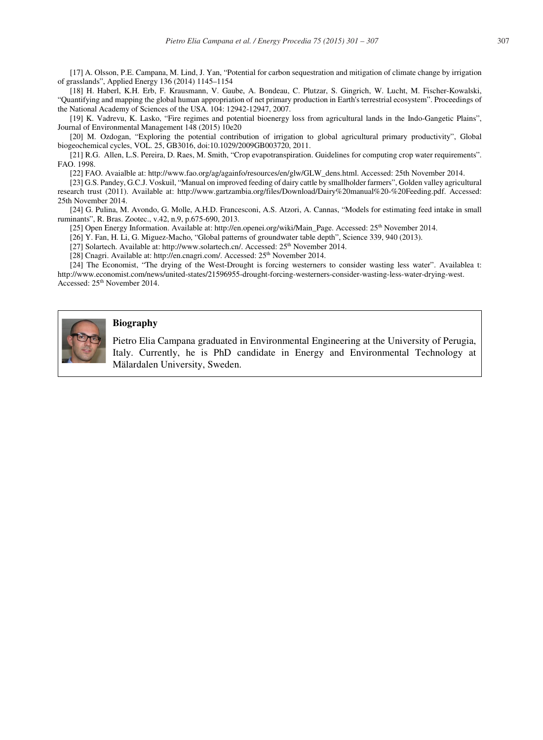[17] A. Olsson, P.E. Campana, M. Lind, J. Yan, "Potential for carbon sequestration and mitigation of climate change by irrigation of grasslands", Applied Energy 136 (2014) 1145–1154

[18] H. Haberl, K.H. Erb, F. Krausmann, V. Gaube, A. Bondeau, C. Plutzar, S. Gingrich, W. Lucht, M. Fischer-Kowalski, "Quantifying and mapping the global human appropriation of net primary production in Earth's terrestrial ecosystem". Proceedings of the National Academy of Sciences of the USA. 104: 12942-12947, 2007.

[19] K. Vadrevu, K. Lasko, "Fire regimes and potential bioenergy loss from agricultural lands in the Indo-Gangetic Plains", Journal of Environmental Management 148 (2015) 10e20

[20] M. Ozdogan, "Exploring the potential contribution of irrigation to global agricultural primary productivity", Global biogeochemical cycles, VOL. 25, GB3016, doi:10.1029/2009GB003720, 2011.

[21] R.G. Allen, L.S. Pereira, D. Raes, M. Smith, "Crop evapotranspiration. Guidelines for computing crop water requirements". FAO. 1998.

[22] FAO. Avaialble at: http://www.fao.org/ag/againfo/resources/en/glw/GLW_dens.html. Accessed: 25th November 2014.

[23] G.S. Pandey, G.C.J. Voskuil, "Manual on improved feeding of dairy cattle by smallholder farmers", Golden valley agricultural research trust (2011). Available at: http://www.gartzambia.org/files/Download/Dairy%20manual%20-%20Feeding.pdf. Accessed: 25th November 2014.

[24] G. Pulina, M. Avondo, G. Molle, A.H.D. Francesconi, A.S. Atzori, A. Cannas, "Models for estimating feed intake in small ruminants", R. Bras. Zootec., v.42, n.9, p.675-690, 2013.

[25] Open Energy Information. Available at: http://en.openei.org/wiki/Main_Page. Accessed: 25th November 2014.

[26] Y. Fan, H. Li, G. Miguez-Macho, "Global patterns of groundwater table depth", Science 339, 940 (2013).

[27] Solartech. Available at: http://www.solartech.cn/. Accessed: 25th November 2014.

[28] Cnagri. Available at: http://en.cnagri.com/. Accessed: 25th November 2014.

[24] The Economist, "The drying of the West-Drought is forcing westerners to consider wasting less water". Availablea t: http://www.economist.com/news/united-states/21596955-drought-forcing-westerners-consider-wasting-less-water-drying-west. Accessed: 25th November 2014.

**Biography**

Pietro Elia Campana graduated in Environmental Engineering at the University of Perugia, Italy. Currently, he is PhD candidate in Energy and Environmental Technology at Mälardalen University, Sweden.